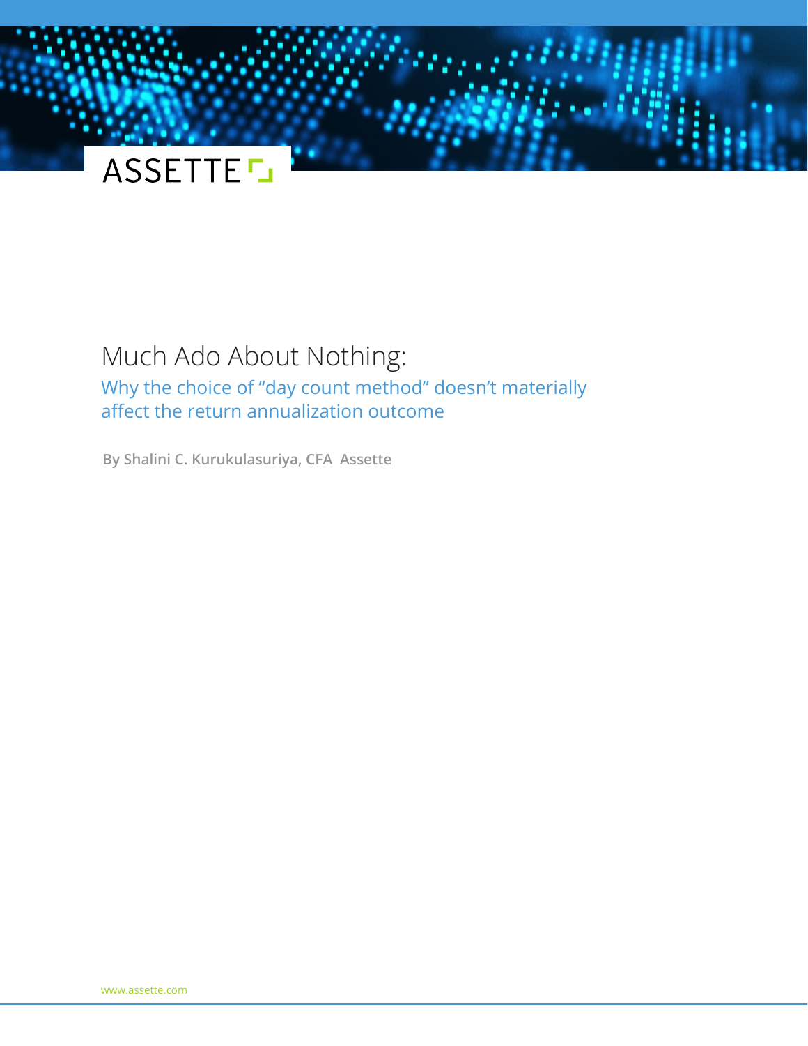ASSETTE

# Much Ado About Nothing:

## Why the choice of “day count method” doesn’t materially affect the return annualization outcome

**By Shalini C. Kurukulasuriya, CFA Assette**

www.assette.com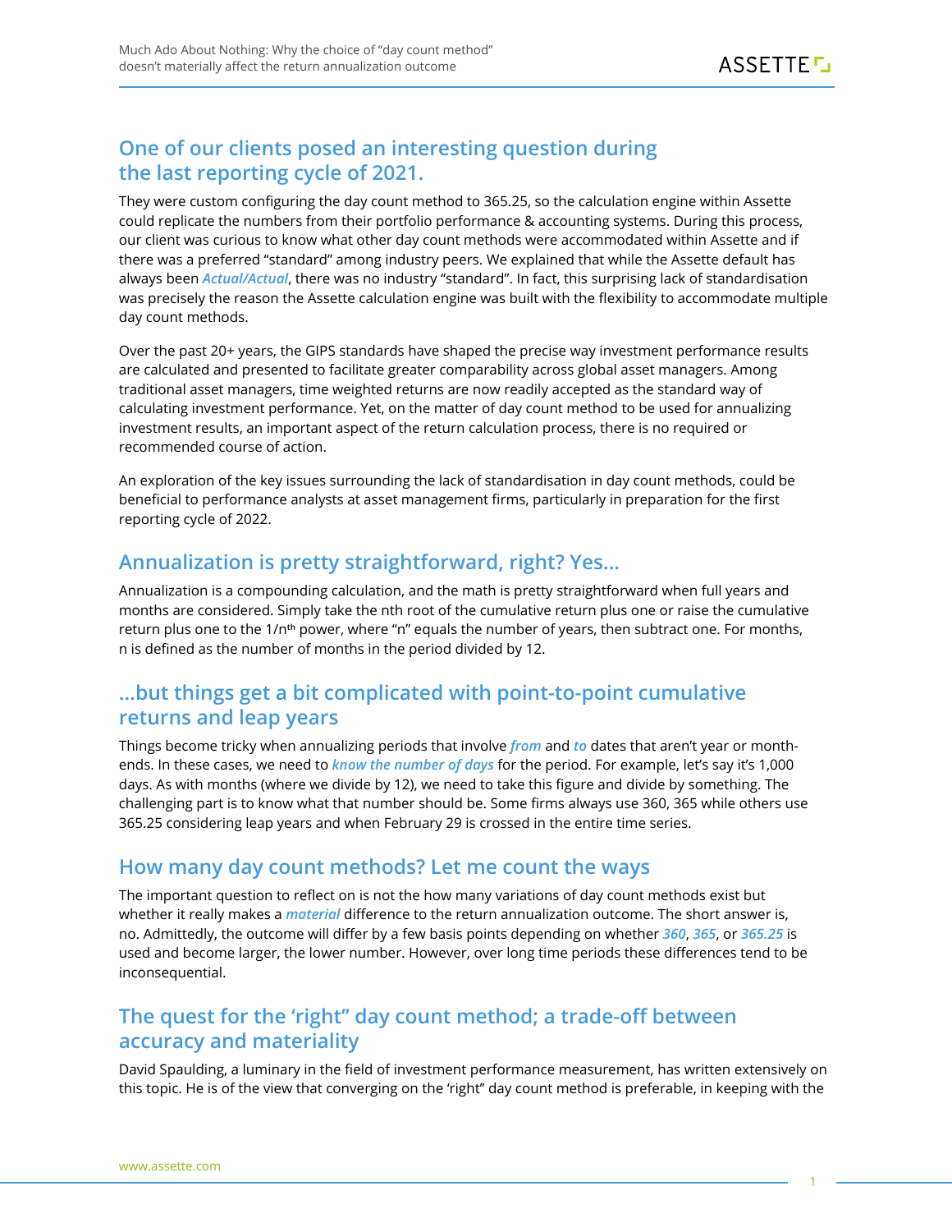## One of our clients posed an interesting question during the last reporting cycle of 2021.

They were custom configuring the day count method to 365.25, so the calculation engine within Assette could replicate the numbers from their portfolio performance & accounting systems. During this process, our client was curious to know what other day count methods were accommodated within Assette and if there was a preferred "standard" among industry peers. We explained that while the Assette default has always been ***Actual/Actual***, there was no industry "standard". In fact, this surprising lack of standardisation was precisely the reason the Assette calculation engine was built with the flexibility to accommodate multiple day count methods.

Over the past 20+ years, the GIPS standards have shaped the precise way investment performance results are calculated and presented to facilitate greater comparability across global asset managers. Among traditional asset managers, time weighted returns are now readily accepted as the standard way of calculating investment performance. Yet, on the matter of day count method to be used for annualizing investment results, an important aspect of the return calculation process, there is no required or recommended course of action.

An exploration of the key issues surrounding the lack of standardisation in day count methods, could be beneficial to performance analysts at asset management firms, particularly in preparation for the first reporting cycle of 2022.

## Annualization is pretty straightforward, right? Yes…

Annualization is a compounding calculation, and the math is pretty straightforward when full years and months are considered. Simply take the nth root of the cumulative return plus one or raise the cumulative return plus one to the $1/n^{th}$ power, where "n" equals the number of years, then subtract one. For months, n is defined as the number of months in the period divided by 12.

## …but things get a bit complicated with point-to-point cumulative returns and leap years

Things become tricky when annualizing periods that involve ***from*** and ***to*** dates that aren't year or month-ends. In these cases, we need to ***know the number of days*** for the period. For example, let's say it's 1,000 days. As with months (where we divide by 12), we need to take this figure and divide by something. The challenging part is to know what that number should be. Some firms always use 360, 365 while others use 365.25 considering leap years and when February 29 is crossed in the entire time series.

## How many day count methods? Let me count the ways

The important question to reflect on is not the how many variations of day count methods exist but whether it really makes a ***material*** difference to the return annualization outcome. The short answer is, no. Admittedly, the outcome will differ by a few basis points depending on whether ***360***, ***365***, or ***365.25*** is used and become larger, the lower number. However, over long time periods these differences tend to be inconsequential.

## The quest for the 'right" day count method; a trade-off between accuracy and materiality

David Spaulding, a luminary in the field of investment performance measurement, has written extensively on this topic. He is of the view that converging on the 'right" day count method is preferable, in keeping with the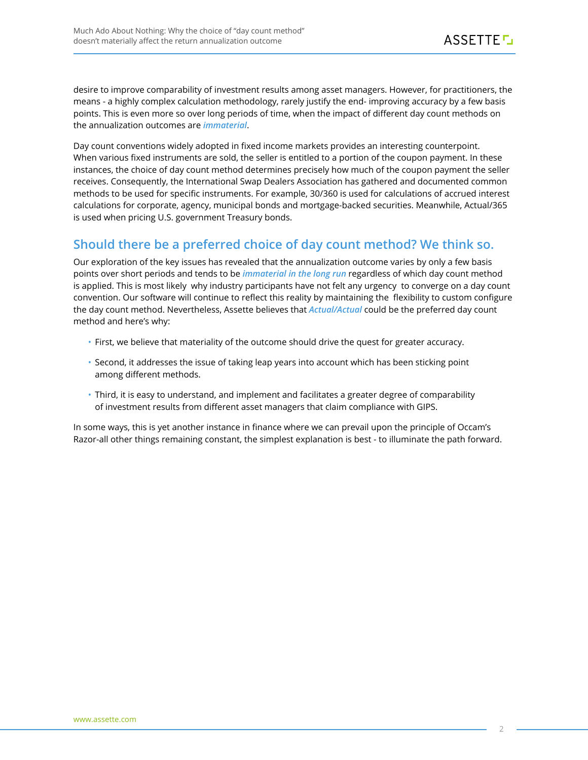desire to improve comparability of investment results among asset managers. However, for practitioners, the means - a highly complex calculation methodology, rarely justify the end- improving accuracy by a few basis points. This is even more so over long periods of time, when the impact of different day count methods on the annualization outcomes are ***immaterial***.

Day count conventions widely adopted in fixed income markets provides an interesting counterpoint. When various fixed instruments are sold, the seller is entitled to a portion of the coupon payment. In these instances, the choice of day count method determines precisely how much of the coupon payment the seller receives. Consequently, the International Swap Dealers Association has gathered and documented common methods to be used for specific instruments. For example, 30/360 is used for calculations of accrued interest calculations for corporate, agency, municipal bonds and mortgage-backed securities. Meanwhile, Actual/365 is used when pricing U.S. government Treasury bonds.

## Should there be a preferred choice of day count method? We think so.

Our exploration of the key issues has revealed that the annualization outcome varies by only a few basis points over short periods and tends to be ***immaterial in the long run*** regardless of which day count method is applied. This is most likely why industry participants have not felt any urgency to converge on a day count convention. Our software will continue to reflect this reality by maintaining the flexibility to custom configure the day count method. Nevertheless, Assette believes that ***Actual/Actual*** could be the preferred day count method and here's why:

- First, we believe that materiality of the outcome should drive the quest for greater accuracy.
- Second, it addresses the issue of taking leap years into account which has been sticking point among different methods.
- Third, it is easy to understand, and implement and facilitates a greater degree of comparability of investment results from different asset managers that claim compliance with GIPS.

In some ways, this is yet another instance in finance where we can prevail upon the principle of Occam's Razor-all other things remaining constant, the simplest explanation is best - to illuminate the path forward.